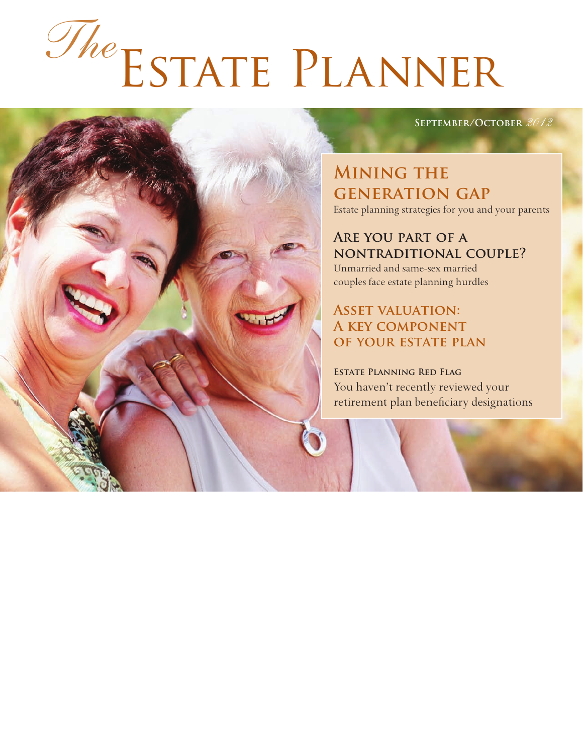# *The* Estate Planner

**September/October** *2012*

## Mining the generation gap

Estate planning strategies for you and your parents

## Are you part of a nontraditional couple?

Unmarried and same-sex married couples face estate planning hurdles

## Asset valuation: A key component of your estate plan

**Estate Planning Red Flag**

You haven't recently reviewed your retirement plan beneficiary designations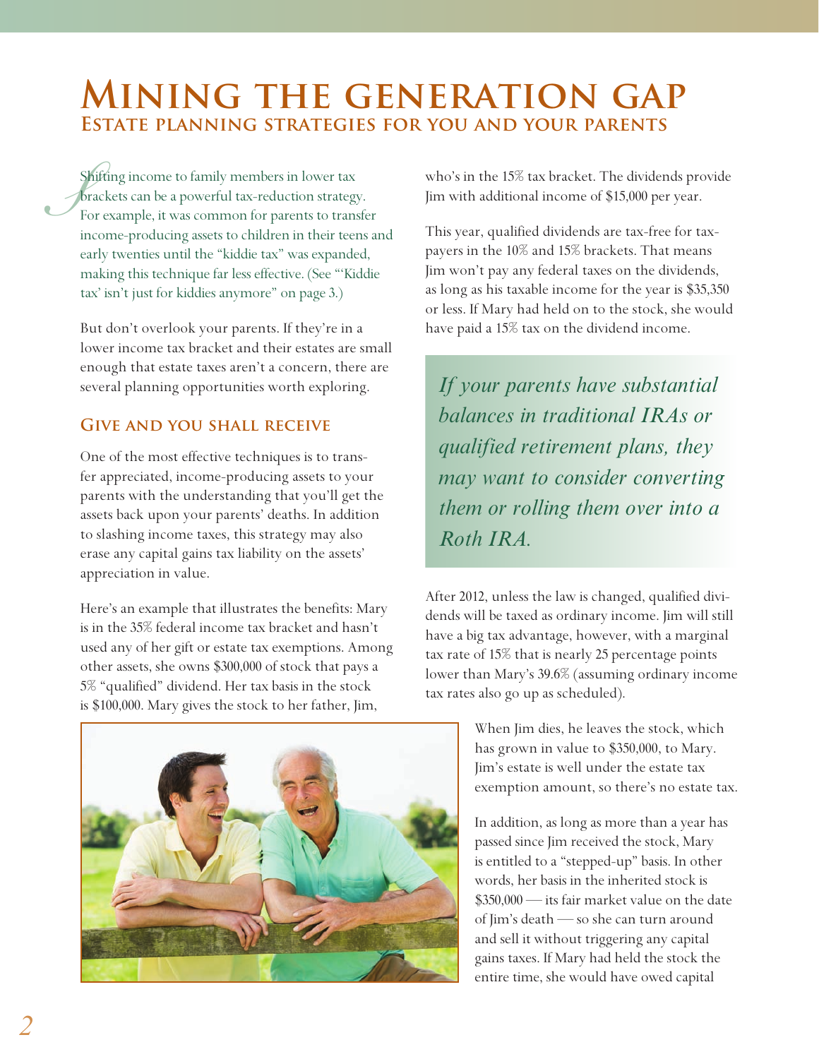# Mining the generation gap

## Estate planning strategies for you and your parents

Shifting income to family members in lower tax brackets can be a powerful tax-reduction strategy. For example, it was common for parents to transfer income-producing assets to children in their teens and early twenties until the "kiddie tax" was expanded, making this technique far less effective. (See "'Kiddie tax' isn't just for kiddies anymore" on page 3.)

But don't overlook your parents. If they're in a lower income tax bracket and their estates are small enough that estate taxes aren't a concern, there are several planning opportunities worth exploring.

### Give and you shall receive

One of the most effective techniques is to transfer appreciated, income-producing assets to your parents with the understanding that you'll get the assets back upon your parents' deaths. In addition to slashing income taxes, this strategy may also erase any capital gains tax liability on the assets' appreciation in value.

Here's an example that illustrates the benefits: Mary is in the 35% federal income tax bracket and hasn't used any of her gift or estate tax exemptions. Among other assets, she owns $300,000 of stock that pays a 5% "qualified" dividend. Her tax basis in the stock is $100,000. Mary gives the stock to her father, Jim, who's in the 15% tax bracket. The dividends provide Jim with additional income of $15,000 per year.

This year, qualified dividends are tax-free for taxpayers in the 10% and 15% brackets. That means Jim won't pay any federal taxes on the dividends, as long as his taxable income for the year is $35,350 or less. If Mary had held on to the stock, she would have paid a 15% tax on the dividend income.

*If your parents have substantial balances in traditional IRAs or qualified retirement plans, they may want to consider converting them or rolling them over into a Roth IRA.*

After 2012, unless the law is changed, qualified dividends will be taxed as ordinary income. Jim will still have a big tax advantage, however, with a marginal tax rate of 15% that is nearly 25 percentage points lower than Mary's 39.6% (assuming ordinary income tax rates also go up as scheduled).

When Jim dies, he leaves the stock, which has grown in value to $350,000, to Mary. Jim's estate is well under the estate tax exemption amount, so there's no estate tax.

In addition, as long as more than a year has passed since Jim received the stock, Mary is entitled to a "stepped-up" basis. In other words, her basis in the inherited stock is $350,000 — its fair market value on the date of Jim's death — so she can turn around and sell it without triggering any capital gains taxes. If Mary had held the stock the entire time, she would have owed capital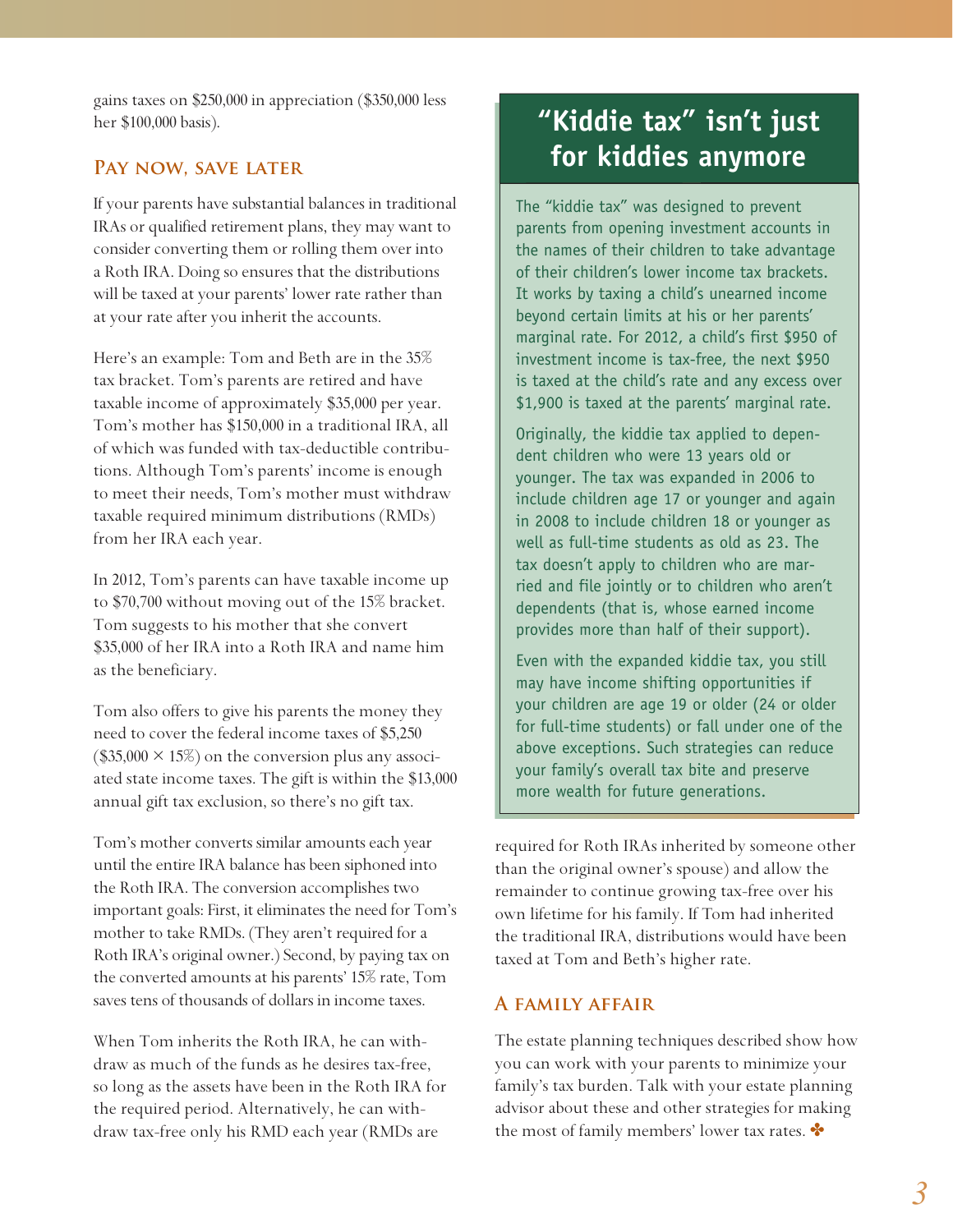gains taxes on $250,000 in appreciation ($350,000 less her $100,000 basis).

## Pay now, save later

If your parents have substantial balances in traditional IRAs or qualified retirement plans, they may want to consider converting them or rolling them over into a Roth IRA. Doing so ensures that the distributions will be taxed at your parents' lower rate rather than at your rate after you inherit the accounts.

Here's an example: Tom and Beth are in the 35% tax bracket. Tom's parents are retired and have taxable income of approximately $35,000 per year. Tom's mother has $150,000 in a traditional IRA, all of which was funded with tax-deductible contributions. Although Tom's parents' income is enough to meet their needs, Tom's mother must withdraw taxable required minimum distributions (RMDs) from her IRA each year.

In 2012, Tom's parents can have taxable income up to $70,700 without moving out of the 15% bracket. Tom suggests to his mother that she convert $35,000 of her IRA into a Roth IRA and name him as the beneficiary.

Tom also offers to give his parents the money they need to cover the federal income taxes of $5,250 ($35,000 × 15%) on the conversion plus any associated state income taxes. The gift is within the $13,000 annual gift tax exclusion, so there's no gift tax.

Tom's mother converts similar amounts each year until the entire IRA balance has been siphoned into the Roth IRA. The conversion accomplishes two important goals: First, it eliminates the need for Tom's mother to take RMDs. (They aren't required for a Roth IRA's original owner.) Second, by paying tax on the converted amounts at his parents' 15% rate, Tom saves tens of thousands of dollars in income taxes.

When Tom inherits the Roth IRA, he can withdraw as much of the funds as he desires tax-free, so long as the assets have been in the Roth IRA for the required period. Alternatively, he can withdraw tax-free only his RMD each year (RMDs are required for Roth IRAs inherited by someone other than the original owner's spouse) and allow the remainder to continue growing tax-free over his own lifetime for his family. If Tom had inherited the traditional IRA, distributions would have been taxed at Tom and Beth's higher rate.

## A family affair

The estate planning techniques described show how you can work with your parents to minimize your family's tax burden. Talk with your estate planning advisor about these and other strategies for making the most of family members' lower tax rates. ✤

## "Kiddie tax" isn't just for kiddies anymore

The "kiddie tax" was designed to prevent parents from opening investment accounts in the names of their children to take advantage of their children's lower income tax brackets. It works by taxing a child's unearned income beyond certain limits at his or her parents' marginal rate. For 2012, a child's first $950 of investment income is tax-free, the next $950 is taxed at the child's rate and any excess over $1,900 is taxed at the parents' marginal rate.

Originally, the kiddie tax applied to dependent children who were 13 years old or younger. The tax was expanded in 2006 to include children age 17 or younger and again in 2008 to include children 18 or younger as well as full-time students as old as 23. The tax doesn't apply to children who are married and file jointly or to children who aren't dependents (that is, whose earned income provides more than half of their support).

Even with the expanded kiddie tax, you still may have income shifting opportunities if your children are age 19 or older (24 or older for full-time students) or fall under one of the above exceptions. Such strategies can reduce your family's overall tax bite and preserve more wealth for future generations.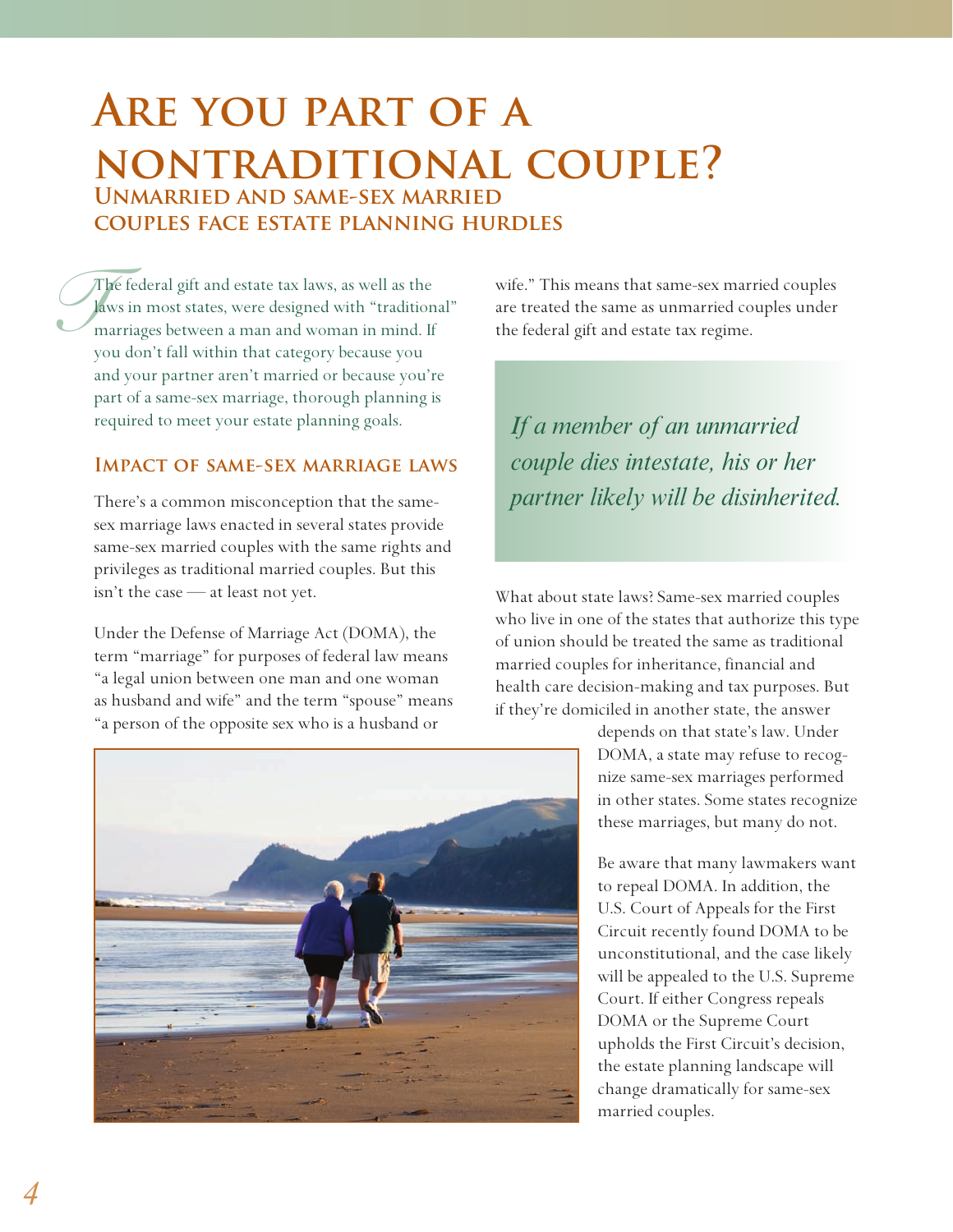# Are you part of a nontraditional couple?

## Unmarried and same-sex married couples face estate planning hurdles

The federal gift and estate tax laws, as well as the laws in most states, were designed with "traditional" marriages between a man and woman in mind. If you don't fall within that category because you and your partner aren't married or because you're part of a same-sex marriage, thorough planning is required to meet your estate planning goals.

### Impact of same-sex marriage laws

There's a common misconception that the same-sex marriage laws enacted in several states provide same-sex married couples with the same rights and privileges as traditional married couples. But this isn't the case — at least not yet.

Under the Defense of Marriage Act (DOMA), the term "marriage" for purposes of federal law means "a legal union between one man and one woman as husband and wife" and the term "spouse" means "a person of the opposite sex who is a husband or wife." This means that same-sex married couples are treated the same as unmarried couples under the federal gift and estate tax regime.

*If a member of an unmarried couple dies intestate, his or her partner likely will be disinherited.*

What about state laws? Same-sex married couples who live in one of the states that authorize this type of union should be treated the same as traditional married couples for inheritance, financial and health care decision-making and tax purposes. But if they're domiciled in another state, the answer depends on that state's law. Under DOMA, a state may refuse to recognize same-sex marriages performed in other states. Some states recognize these marriages, but many do not.

Be aware that many lawmakers want to repeal DOMA. In addition, the U.S. Court of Appeals for the First Circuit recently found DOMA to be unconstitutional, and the case likely will be appealed to the U.S. Supreme Court. If either Congress repeals DOMA or the Supreme Court upholds the First Circuit's decision, the estate planning landscape will change dramatically for same-sex married couples.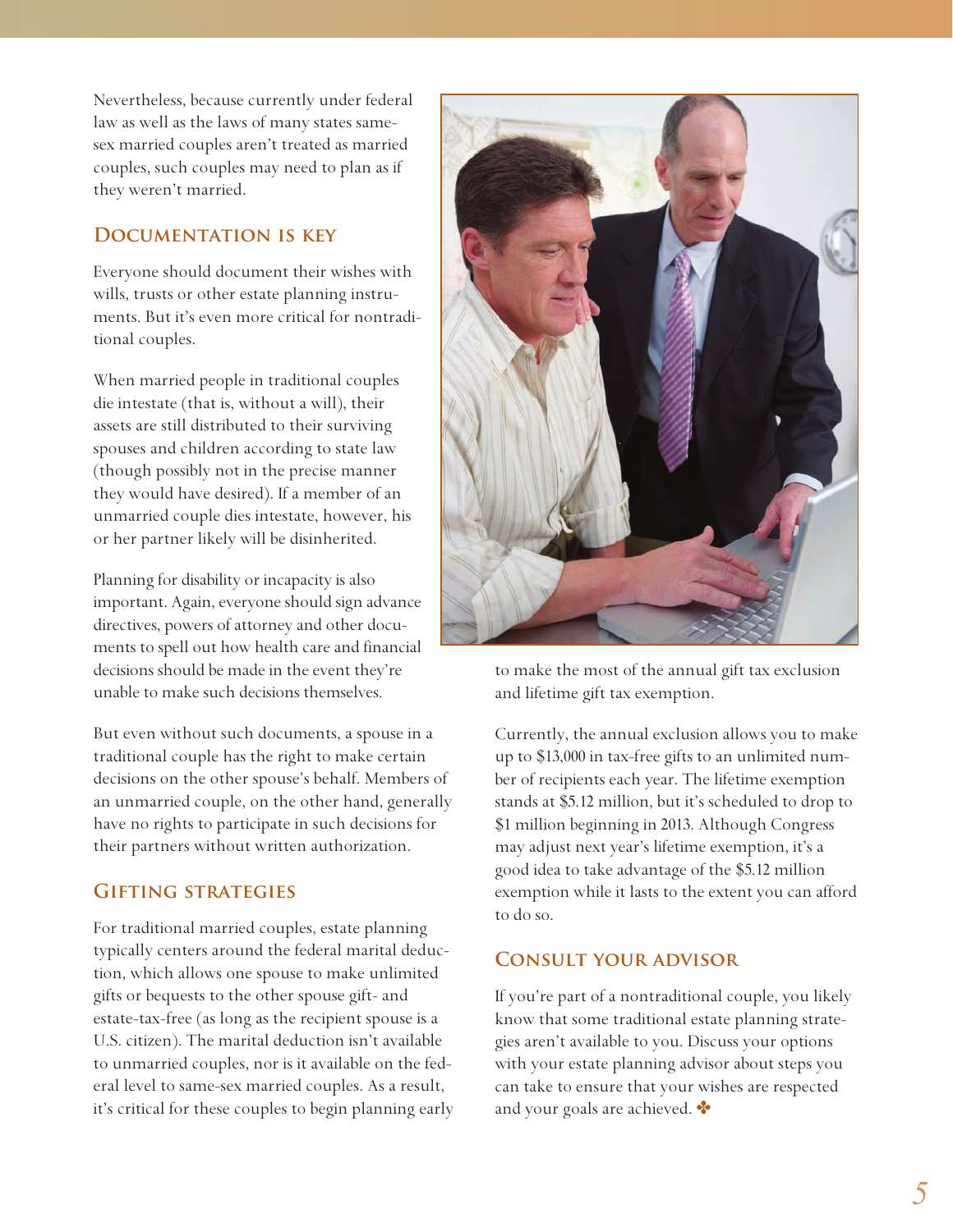Nevertheless, because currently under federal law as well as the laws of many states same-sex married couples aren't treated as married couples, such couples may need to plan as if they weren't married.

## Documentation is key

Everyone should document their wishes with wills, trusts or other estate planning instruments. But it's even more critical for nontraditional couples.

When married people in traditional couples die intestate (that is, without a will), their assets are still distributed to their surviving spouses and children according to state law (though possibly not in the precise manner they would have desired). If a member of an unmarried couple dies intestate, however, his or her partner likely will be disinherited.

Planning for disability or incapacity is also important. Again, everyone should sign advance directives, powers of attorney and other documents to spell out how health care and financial decisions should be made in the event they're unable to make such decisions themselves.

But even without such documents, a spouse in a traditional couple has the right to make certain decisions on the other spouse's behalf. Members of an unmarried couple, on the other hand, generally have no rights to participate in such decisions for their partners without written authorization.

## Gifting strategies

For traditional married couples, estate planning typically centers around the federal marital deduction, which allows one spouse to make unlimited gifts or bequests to the other spouse gift- and estate-tax-free (as long as the recipient spouse is a U.S. citizen). The marital deduction isn't available to unmarried couples, nor is it available on the federal level to same-sex married couples. As a result, it's critical for these couples to begin planning early to make the most of the annual gift tax exclusion and lifetime gift tax exemption.

Currently, the annual exclusion allows you to make up to $13,000 in tax-free gifts to an unlimited number of recipients each year. The lifetime exemption stands at $5.12 million, but it's scheduled to drop to $1 million beginning in 2013. Although Congress may adjust next year's lifetime exemption, it's a good idea to take advantage of the $5.12 million exemption while it lasts to the extent you can afford to do so.

## Consult your advisor

If you're part of a nontraditional couple, you likely know that some traditional estate planning strategies aren't available to you. Discuss your options with your estate planning advisor about steps you can take to ensure that your wishes are respected and your goals are achieved. ✤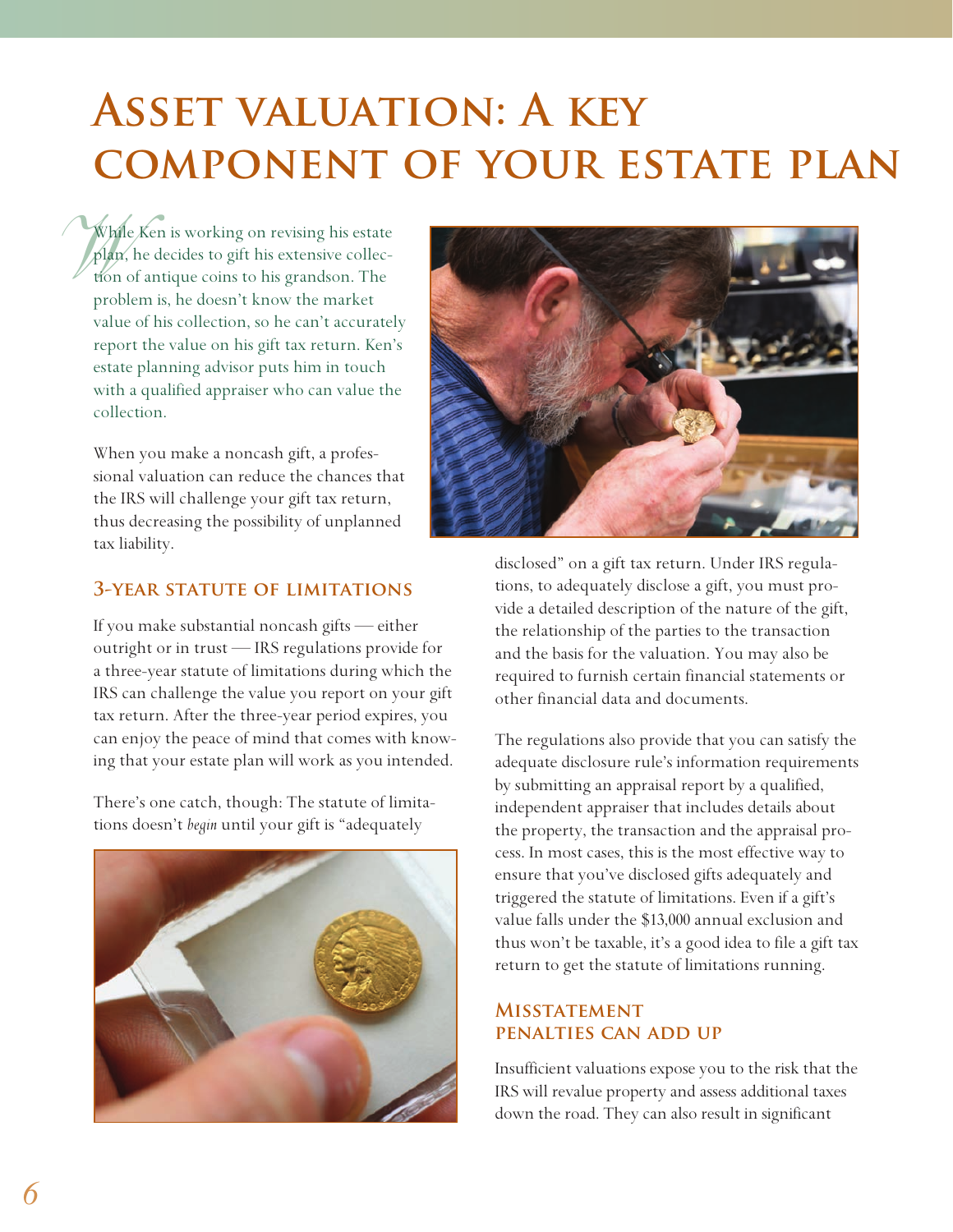# Asset valuation: A key component of your estate plan

While Ken is working on revising his estate plan, he decides to gift his extensive collection of antique coins to his grandson. The problem is, he doesn't know the market value of his collection, so he can't accurately report the value on his gift tax return. Ken's estate planning advisor puts him in touch with a qualified appraiser who can value the collection.

When you make a noncash gift, a professional valuation can reduce the chances that the IRS will challenge your gift tax return, thus decreasing the possibility of unplanned tax liability.

## 3-year statute of limitations

If you make substantial noncash gifts — either outright or in trust — IRS regulations provide for a three-year statute of limitations during which the IRS can challenge the value you report on your gift tax return. After the three-year period expires, you can enjoy the peace of mind that comes with knowing that your estate plan will work as you intended.

There's one catch, though: The statute of limitations doesn't *begin* until your gift is "adequately disclosed" on a gift tax return. Under IRS regulations, to adequately disclose a gift, you must provide a detailed description of the nature of the gift, the relationship of the parties to the transaction and the basis for the valuation. You may also be required to furnish certain financial statements or other financial data and documents.

The regulations also provide that you can satisfy the adequate disclosure rule's information requirements by submitting an appraisal report by a qualified, independent appraiser that includes details about the property, the transaction and the appraisal process. In most cases, this is the most effective way to ensure that you've disclosed gifts adequately and triggered the statute of limitations. Even if a gift's value falls under the $13,000 annual exclusion and thus won't be taxable, it's a good idea to file a gift tax return to get the statute of limitations running.

## Misstatement penalties can add up

Insufficient valuations expose you to the risk that the IRS will revalue property and assess additional taxes down the road. They can also result in significant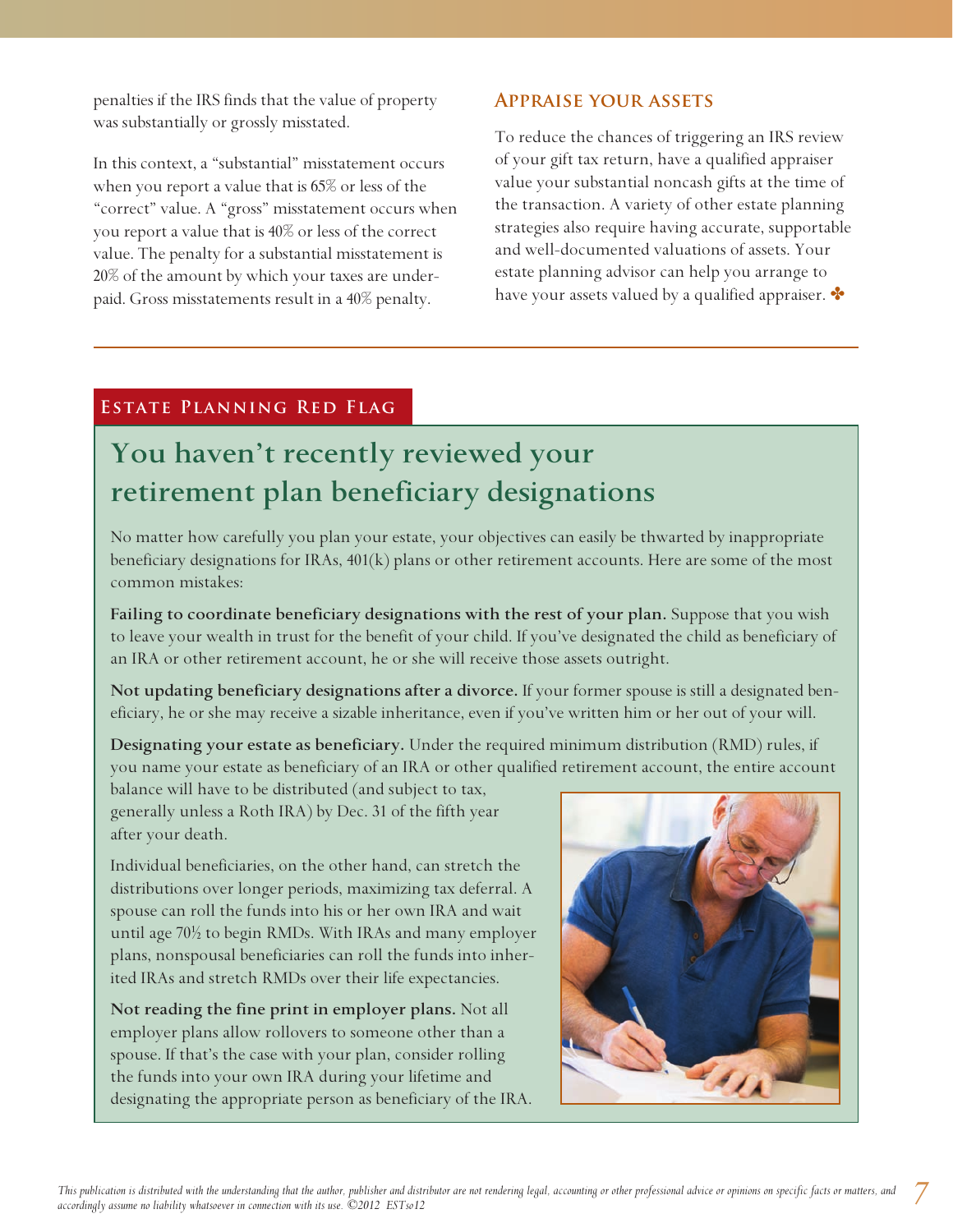penalties if the IRS finds that the value of property was substantially or grossly misstated.

In this context, a "substantial" misstatement occurs when you report a value that is 65% or less of the "correct" value. A "gross" misstatement occurs when you report a value that is 40% or less of the correct value. The penalty for a substantial misstatement is 20% of the amount by which your taxes are underpaid. Gross misstatements result in a 40% penalty.

## Appraise your assets

To reduce the chances of triggering an IRS review of your gift tax return, have a qualified appraiser value your substantial noncash gifts at the time of the transaction. A variety of other estate planning strategies also require having accurate, supportable and well-documented valuations of assets. Your estate planning advisor can help you arrange to have your assets valued by a qualified appraiser. ✤

---

### Estate Planning Red Flag

## You haven't recently reviewed your retirement plan beneficiary designations

No matter how carefully you plan your estate, your objectives can easily be thwarted by inappropriate beneficiary designations for IRAs, 401(k) plans or other retirement accounts. Here are some of the most common mistakes:

**Failing to coordinate beneficiary designations with the rest of your plan.** Suppose that you wish to leave your wealth in trust for the benefit of your child. If you've designated the child as beneficiary of an IRA or other retirement account, he or she will receive those assets outright.

**Not updating beneficiary designations after a divorce.** If your former spouse is still a designated beneficiary, he or she may receive a sizable inheritance, even if you've written him or her out of your will.

**Designating your estate as beneficiary.** Under the required minimum distribution (RMD) rules, if you name your estate as beneficiary of an IRA or other qualified retirement account, the entire account balance will have to be distributed (and subject to tax, generally unless a Roth IRA) by Dec. 31 of the fifth year after your death.

Individual beneficiaries, on the other hand, can stretch the distributions over longer periods, maximizing tax deferral. A spouse can roll the funds into his or her own IRA and wait until age 70½ to begin RMDs. With IRAs and many employer plans, nonspousal beneficiaries can roll the funds into inherited IRAs and stretch RMDs over their life expectancies.

**Not reading the fine print in employer plans.** Not all employer plans allow rollovers to someone other than a spouse. If that's the case with your plan, consider rolling the funds into your own IRA during your lifetime and designating the appropriate person as beneficiary of the IRA.

*This publication is distributed with the understanding that the author, publisher and distributor are not rendering legal, accounting or other professional advice or opinions on specific facts or matters, and accordingly assume no liability whatsoever in connection with its use. ©2012 ESTso12*